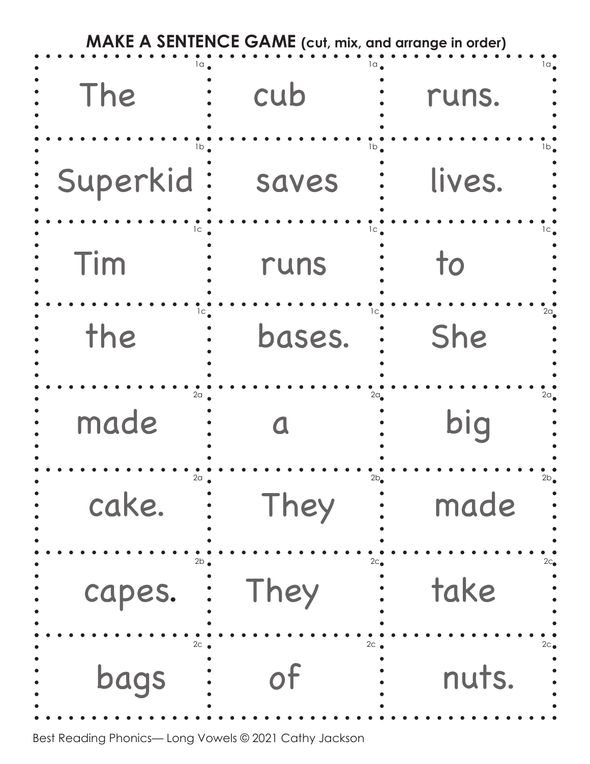**MAKE A SENTENCE GAME** (cut, mix, and arrange in order)

| | | |
|---|---|---|
| 1a The | 1a cub | 1a runs. |
| 1b Superkid | 1b saves | 1b lives. |
| 1c Tim | 1c runs | 1c to |
| 1c the | 1c bases. | 2a She |
| 2a made | 2a a | 2a big |
| 2a cake. | 2b They | 2b made |
| 2b capes. | 2c They | 2c take |
| 2c bags | 2c of | 2c nuts. |

Best Reading Phonics— Long Vowels © 2021 Cathy Jackson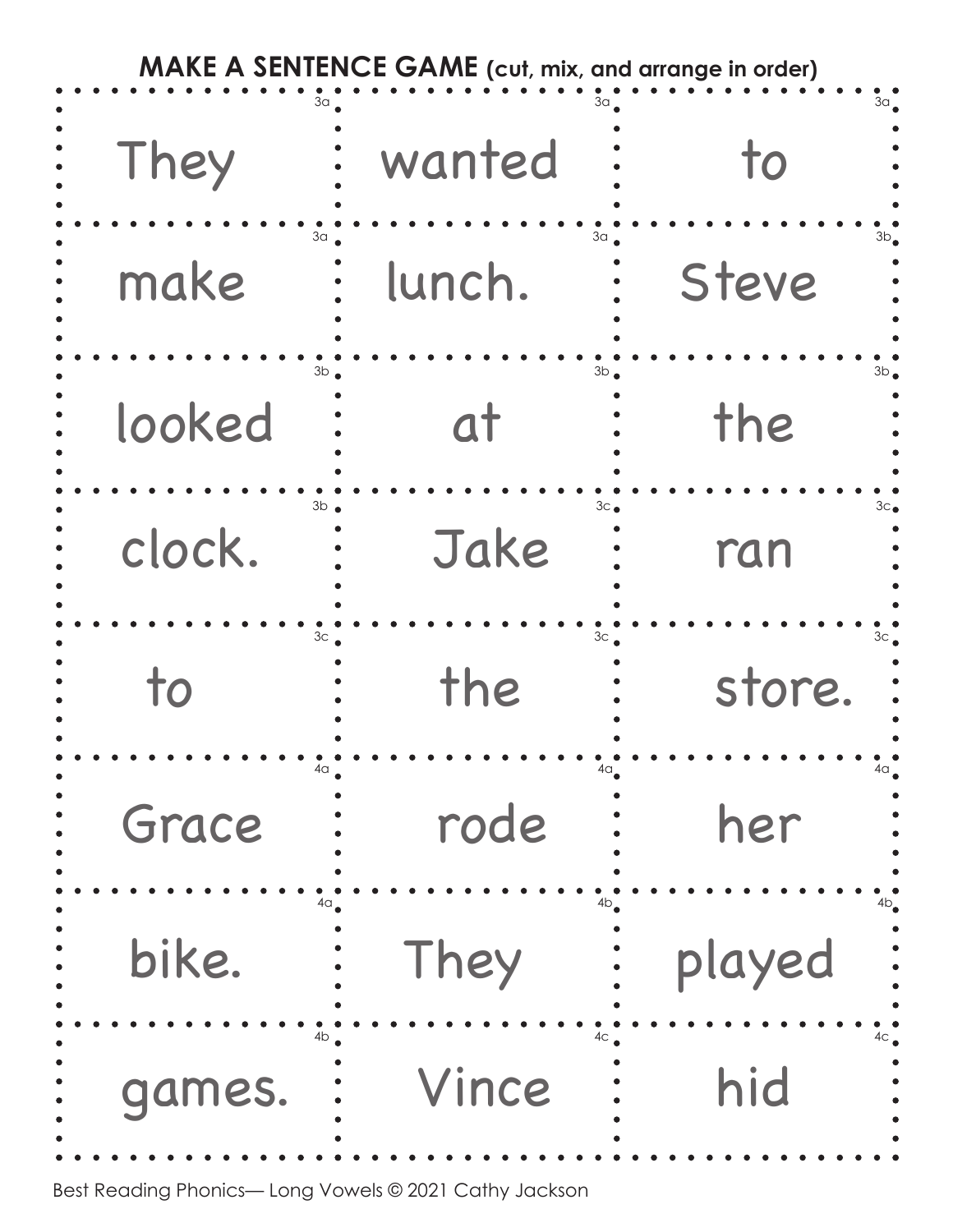**MAKE A SENTENCE GAME** (cut, mix, and arrange in order)

| | | |
|---|---|---|
| 3a They | 3a wanted | 3a to |
| 3a make | 3a lunch. | 3b Steve |
| 3b looked | 3b at | 3b the |
| 3b clock. | 3c Jake | 3c ran |
| 3c to | 3c the | 3c store. |
| 4a Grace | 4a rode | 4a her |
| 4a bike. | 4b They | 4b played |
| 4b games. | 4c Vince | 4c hid |

Best Reading Phonics— Long Vowels © 2021 Cathy Jackson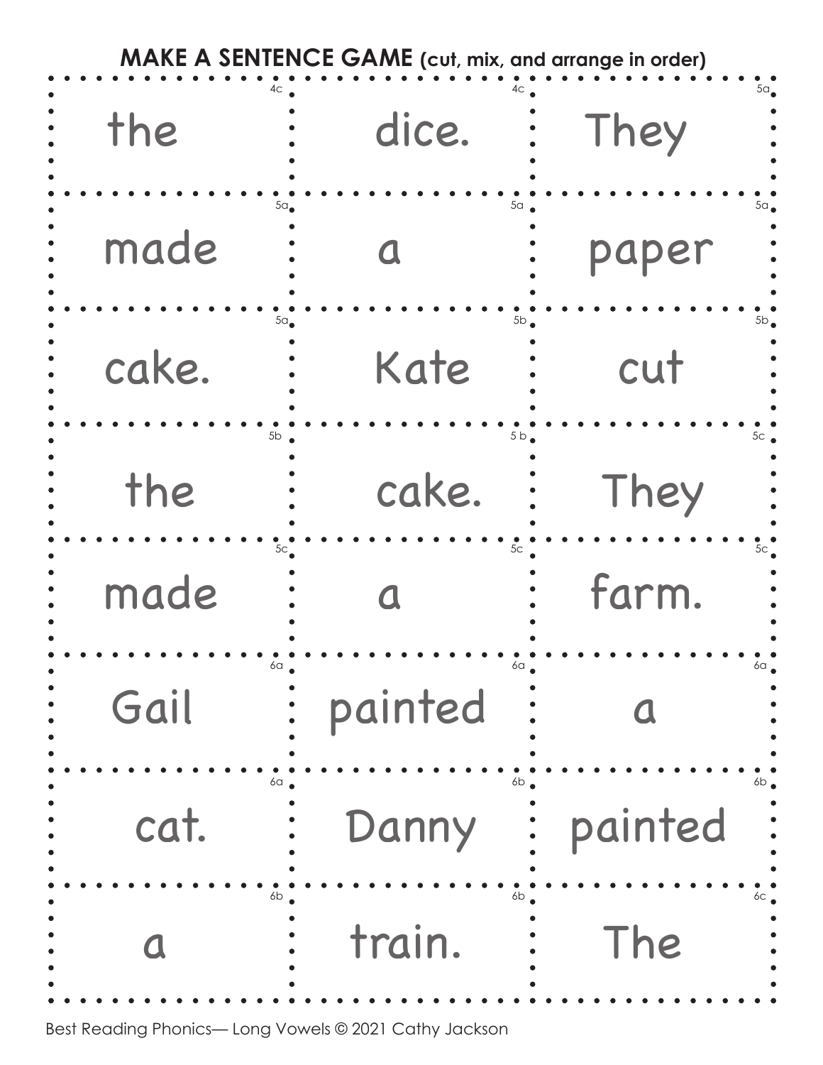**MAKE A SENTENCE GAME** (cut, mix, and arrange in order)

| | | |
|---|---|---|
| 4c<br>the | 4c<br>dice. | 5a<br>They |
| 5a<br>made | 5a<br>a | 5a<br>paper |
| 5a<br>cake. | 5b<br>Kate | 5b<br>cut |
| 5b<br>the | 5 b<br>cake. | 5c<br>They |
| 5c<br>made | 5c<br>a | 5c<br>farm. |
| 6a<br>Gail | 6a<br>painted | 6a<br>a |
| 6a<br>cat. | 6b<br>Danny | 6b<br>painted |
| 6b<br>a | 6b<br>train. | 6c<br>The |

Best Reading Phonics— Long Vowels © 2021 Cathy Jackson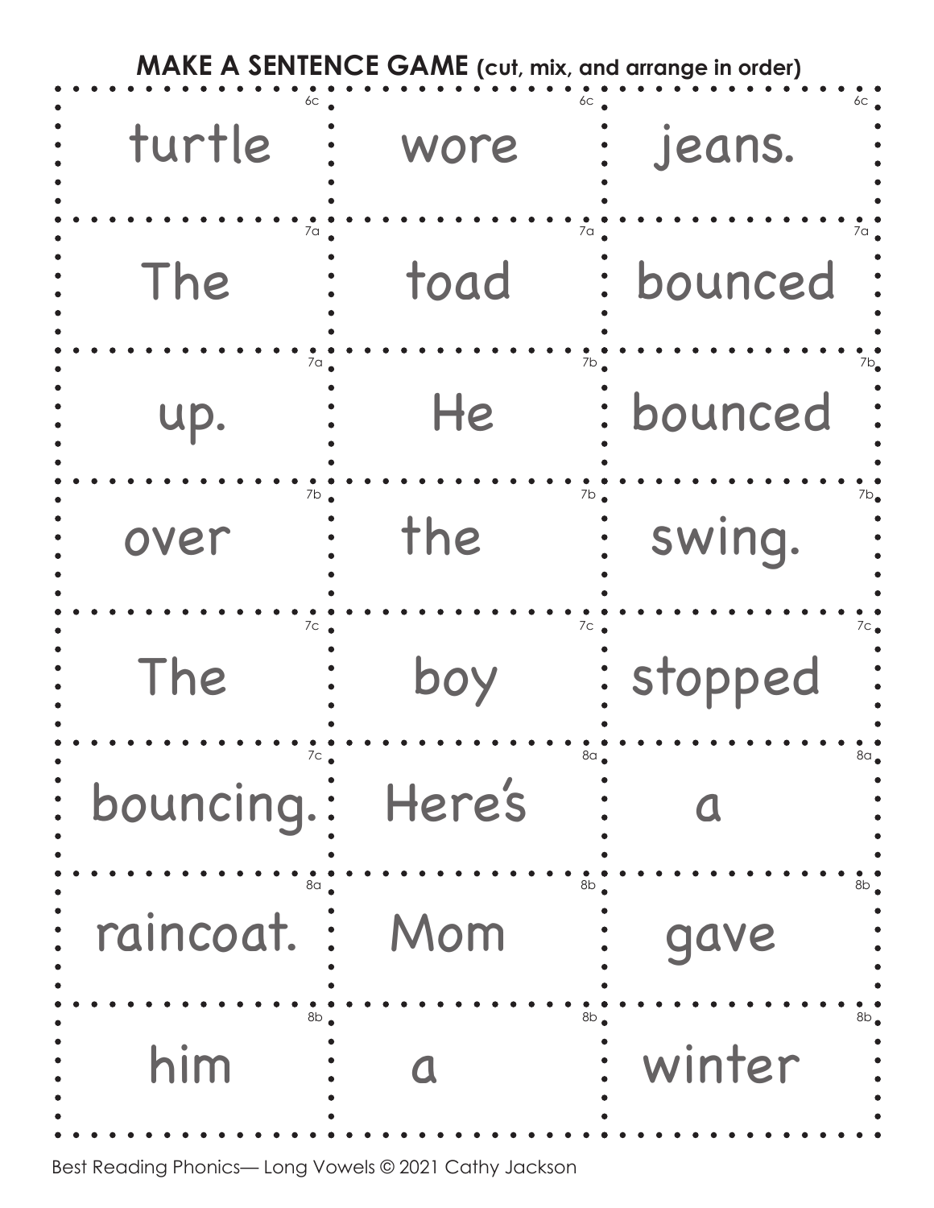**MAKE A SENTENCE GAME** (cut, mix, and arrange in order)

| | | |
|---|---|---|
| 6c turtle | 6c wore | 6c jeans. |
| 7a The | 7a toad | 7a bounced |
| 7a up. | 7b He | 7b bounced |
| 7b over | 7b the | 7b swing. |
| 7c The | 7c boy | 7c stopped |
| 7c bouncing. | 8a Here's | 8a a |
| 8a raincoat. | 8b Mom | 8b gave |
| 8b him | 8b a | 8b winter |

Best Reading Phonics— Long Vowels © 2021 Cathy Jackson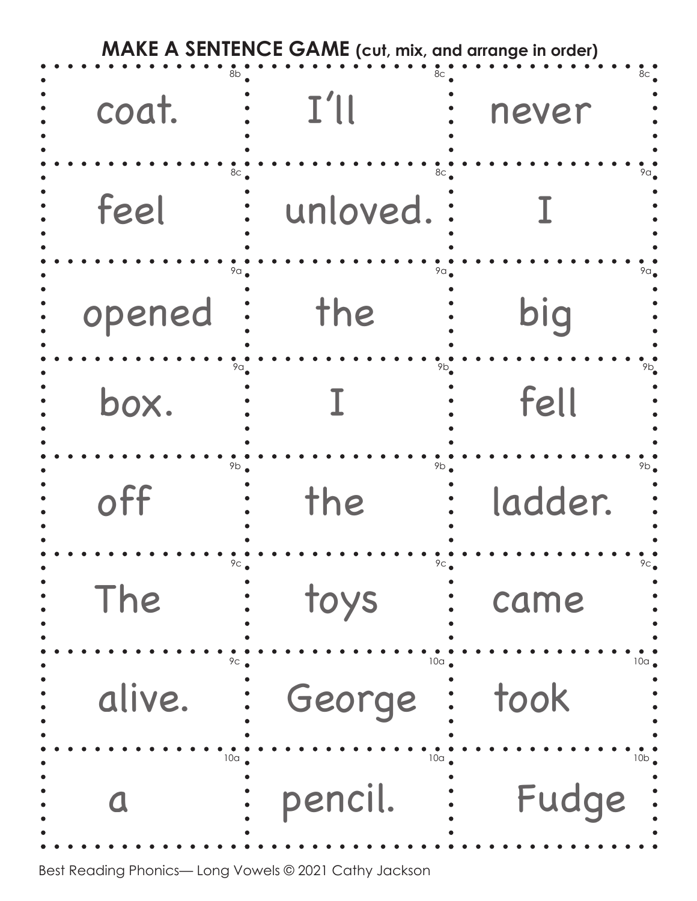**MAKE A SENTENCE GAME** **(cut, mix, and arrange in order)**

| | | |
|---|---|---|
| coat. (8b) | I'll (8c) | never (8c) |
| feel (8c) | unloved. (8c) | I (9a) |
| opened (9a) | the (9a) | big (9a) |
| box. (9a) | I (9b) | fell (9b) |
| off (9b) | the (9b) | ladder. (9b) |
| The (9c) | toys (9c) | came (9c) |
| alive. (9c) | George (10a) | took (10a) |
| a (10a) | pencil. (10a) | Fudge (10b) |

Best Reading Phonics— Long Vowels © 2021 Cathy Jackson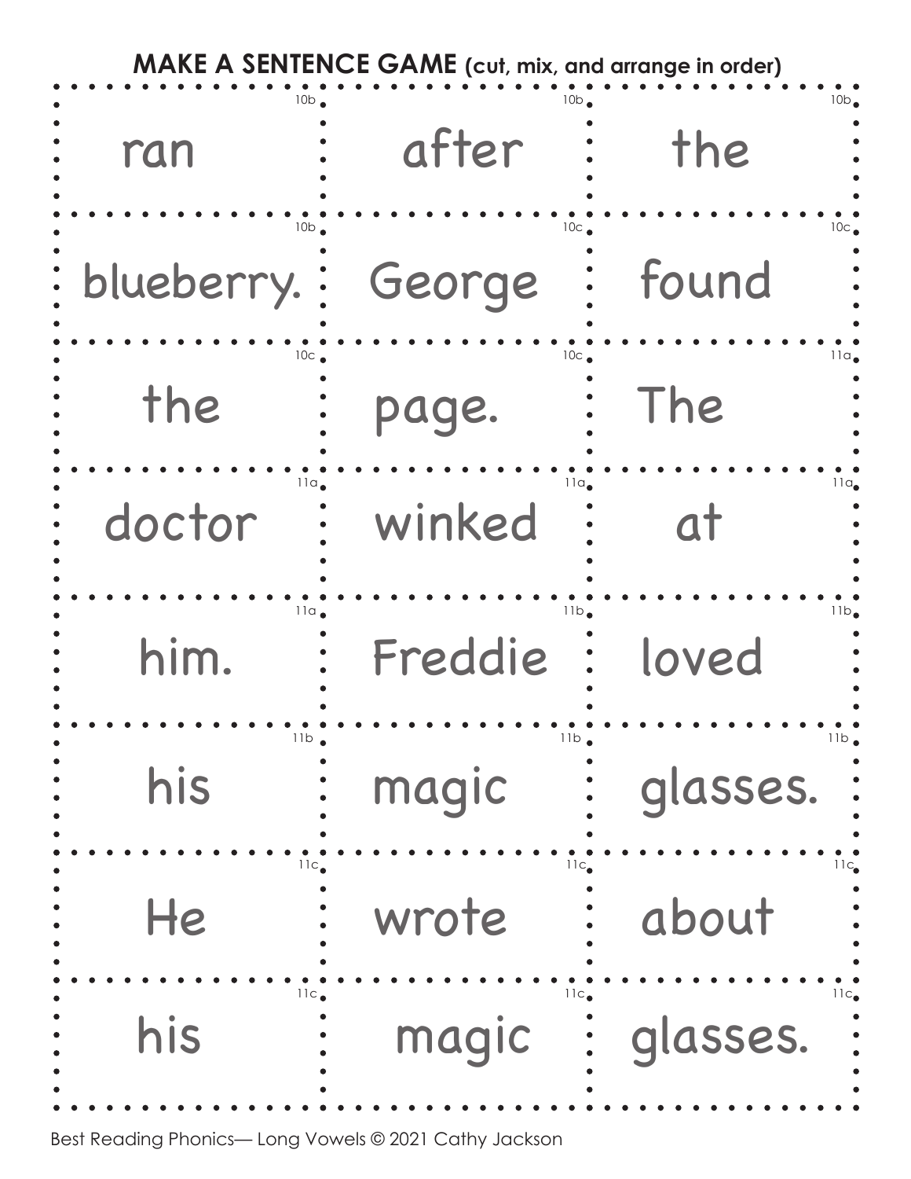**MAKE A SENTENCE GAME** (cut, mix, and arrange in order)

| | | |
|---|---|---|
| 10b ran | 10b after | 10b the |
| 10b blueberry. | 10c George | 10c found |
| 10c the | 10c page. | 11a The |
| 11a doctor | 11a winked | 11a at |
| 11a him. | 11b Freddie | 11b loved |
| 11b his | 11b magic | 11b glasses. |
| 11c He | 11c wrote | 11c about |
| 11c his | 11c magic | 11c glasses. |

Best Reading Phonics— Long Vowels © 2021 Cathy Jackson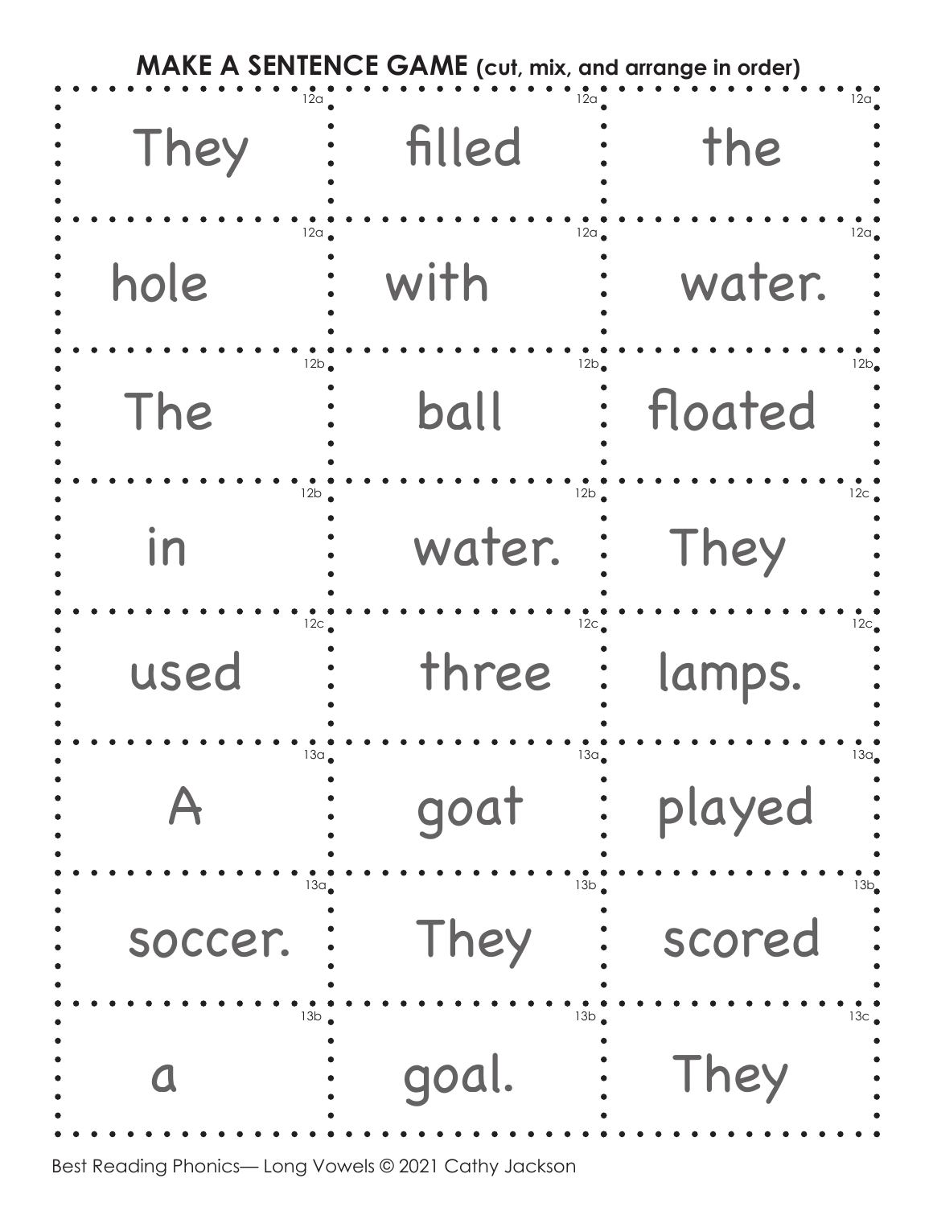## MAKE A SENTENCE GAME (cut, mix, and arrange in order)

| | | |
|---|---|---|
| 12a They | 12a filled | 12a the |
| 12a hole | 12a with | 12a water. |
| 12b The | 12b ball | 12b floated |
| 12b in | 12b water. | 12c They |
| 12c used | 12c three | 12c lamps. |
| 13a A | 13a goat | 13a played |
| 13a soccer. | 13b They | 13b scored |
| 13b a | 13b goal. | 13c They |

Best Reading Phonics— Long Vowels © 2021 Cathy Jackson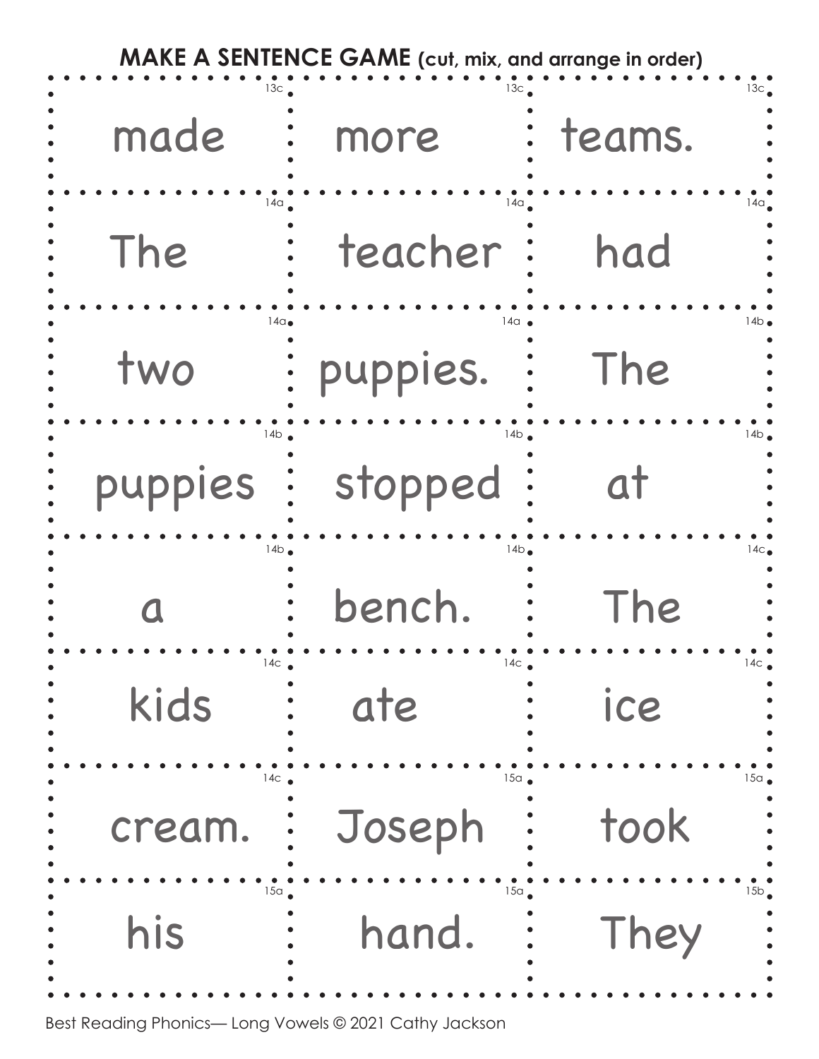**MAKE A SENTENCE GAME** (cut, mix, and arrange in order)

| | | |
|---|---|---|
| 13c made | 13c more | 13c teams. |
| 14a The | 14a teacher | 14a had |
| 14a two | 14a puppies. | 14b The |
| 14b puppies | 14b stopped | 14b at |
| 14b a | 14b bench. | 14c The |
| 14c kids | 14c ate | 14c ice |
| 14c cream. | 15a Joseph | 15a took |
| 15a his | 15a hand. | 15b They |

Best Reading Phonics— Long Vowels © 2021 Cathy Jackson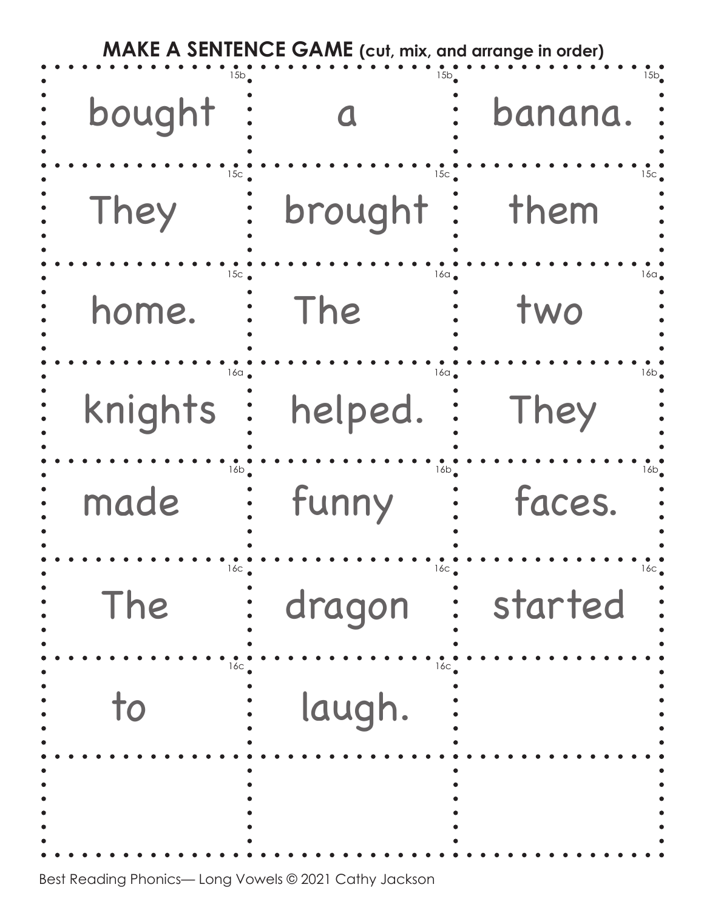## MAKE A SENTENCE GAME (cut, mix, and arrange in order)

| | | |
|---|---|---|
| 15b bought | 15b a | 15b banana. |
| 15c They | 15c brought | 15c them |
| 15c home. | 16a The | 16a two |
| 16a knights | 16a helped. | 16b They |
| 16b made | 16b funny | 16b faces. |
| 16c The | 16c dragon | 16c started |
| 16c to | 16c laugh. | |
| | | |

Best Reading Phonics— Long Vowels © 2021 Cathy Jackson